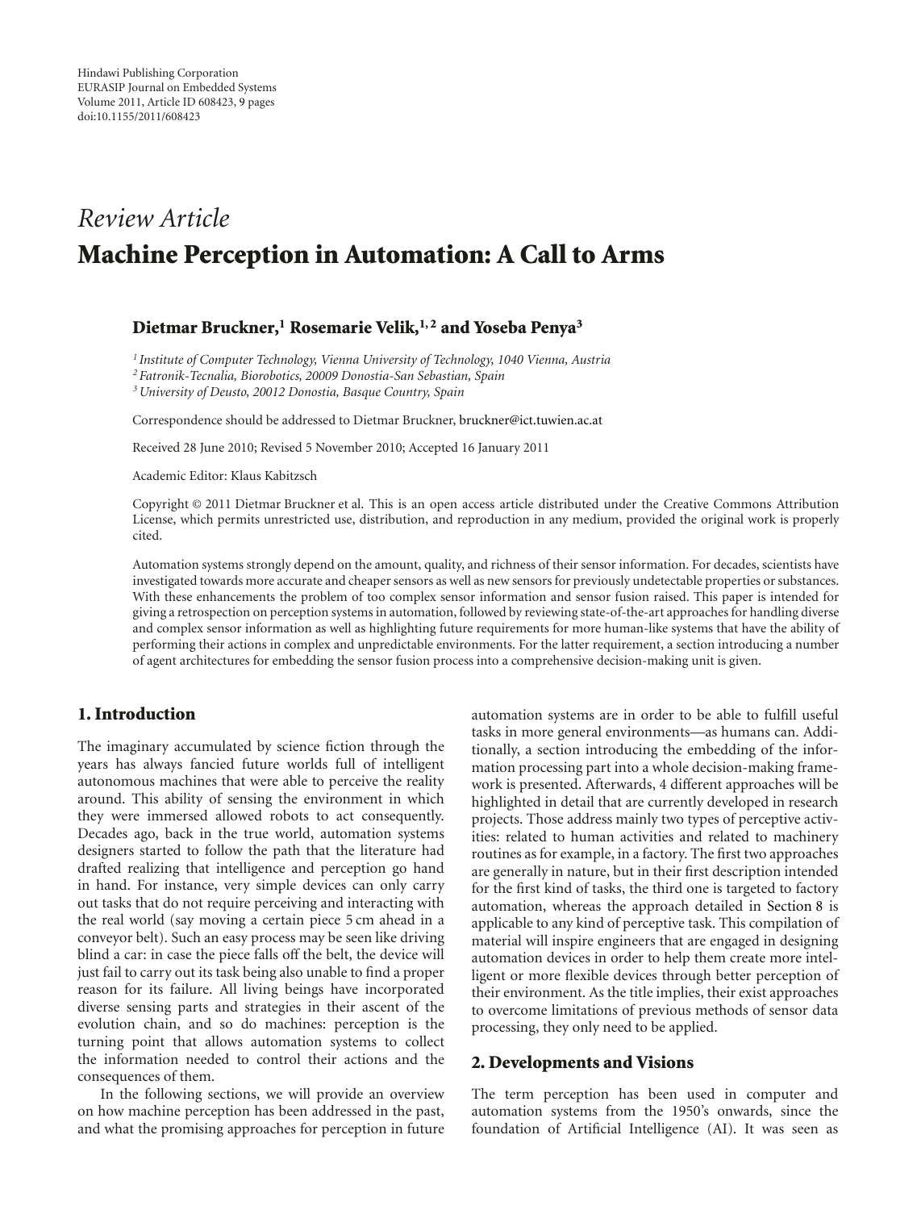# Review Article

# Machine Perception in Automation: A Call to Arms

**Dietmar Bruckner,[1] Rosemarie Velik,[1,2] and Yoseba Penya[3]**

[1] *Institute of Computer Technology, Vienna University of Technology, 1040 Vienna, Austria*
[2] *Fatronik-Tecnalia, Biorobotics, 20009 Donostia-San Sebastian, Spain*
[3] *University of Deusto, 20012 Donostia, Basque Country, Spain*

Correspondence should be addressed to Dietmar Bruckner, bruckner@ict.tuwien.ac.at

Received 28 June 2010; Revised 5 November 2010; Accepted 16 January 2011

Academic Editor: Klaus Kabitzsch

Copyright © 2011 Dietmar Bruckner et al. This is an open access article distributed under the Creative Commons Attribution License, which permits unrestricted use, distribution, and reproduction in any medium, provided the original work is properly cited.

Automation systems strongly depend on the amount, quality, and richness of their sensor information. For decades, scientists have investigated towards more accurate and cheaper sensors as well as new sensors for previously undetectable properties or substances. With these enhancements the problem of too complex sensor information and sensor fusion raised. This paper is intended for giving a retrospection on perception systems in automation, followed by reviewing state-of-the-art approaches for handling diverse and complex sensor information as well as highlighting future requirements for more human-like systems that have the ability of performing their actions in complex and unpredictable environments. For the latter requirement, a section introducing a number of agent architectures for embedding the sensor fusion process into a comprehensive decision-making unit is given.

## 1. Introduction

The imaginary accumulated by science fiction through the years has always fancied future worlds full of intelligent autonomous machines that were able to perceive the reality around. This ability of sensing the environment in which they were immersed allowed robots to act consequently. Decades ago, back in the true world, automation systems designers started to follow the path that the literature had drafted realizing that intelligence and perception go hand in hand. For instance, very simple devices can only carry out tasks that do not require perceiving and interacting with the real world (say moving a certain piece 5 cm ahead in a conveyor belt). Such an easy process may be seen like driving blind a car: in case the piece falls off the belt, the device will just fail to carry out its task being also unable to find a proper reason for its failure. All living beings have incorporated diverse sensing parts and strategies in their ascent of the evolution chain, and so do machines: perception is the turning point that allows automation systems to collect the information needed to control their actions and the consequences of them.

In the following sections, we will provide an overview on how machine perception has been addressed in the past, and what the promising approaches for perception in future automation systems are in order to be able to fulfill useful tasks in more general environments—as humans can. Additionally, a section introducing the embedding of the information processing part into a whole decision-making framework is presented. Afterwards, 4 different approaches will be highlighted in detail that are currently developed in research projects. Those address mainly two types of perceptive activities: related to human activities and related to machinery routines as for example, in a factory. The first two approaches are generally in nature, but in their first description intended for the first kind of tasks, the third one is targeted to factory automation, whereas the approach detailed in Section 8 is applicable to any kind of perceptive task. This compilation of material will inspire engineers that are engaged in designing automation devices in order to help them create more intelligent or more flexible devices through better perception of their environment. As the title implies, their exist approaches to overcome limitations of previous methods of sensor data processing, they only need to be applied.

## 2. Developments and Visions

The term perception has been used in computer and automation systems from the 1950's onwards, since the foundation of Artificial Intelligence (AI). It was seen as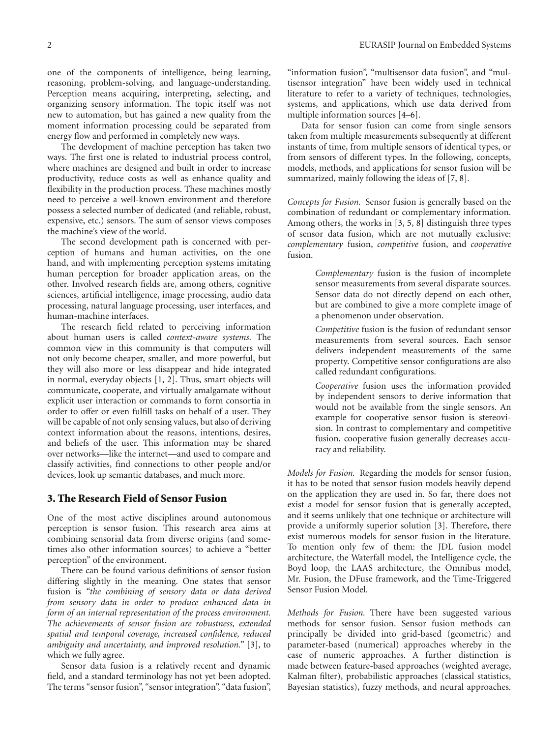one of the components of intelligence, being learning, reasoning, problem-solving, and language-understanding. Perception means acquiring, interpreting, selecting, and organizing sensory information. The topic itself was not new to automation, but has gained a new quality from the moment information processing could be separated from energy flow and performed in completely new ways.

The development of machine perception has taken two ways. The first one is related to industrial process control, where machines are designed and built in order to increase productivity, reduce costs as well as enhance quality and flexibility in the production process. These machines mostly need to perceive a well-known environment and therefore possess a selected number of dedicated (and reliable, robust, expensive, etc.) sensors. The sum of sensor views composes the machine's view of the world.

The second development path is concerned with perception of humans and human activities, on the one hand, and with implementing perception systems imitating human perception for broader application areas, on the other. Involved research fields are, among others, cognitive sciences, artificial intelligence, image processing, audio data processing, natural language processing, user interfaces, and human-machine interfaces.

The research field related to perceiving information about human users is called *context-aware systems*. The common view in this community is that computers will not only become cheaper, smaller, and more powerful, but they will also more or less disappear and hide integrated in normal, everyday objects [1, 2]. Thus, smart objects will communicate, cooperate, and virtually amalgamate without explicit user interaction or commands to form consortia in order to offer or even fulfill tasks on behalf of a user. They will be capable of not only sensing values, but also of deriving context information about the reasons, intentions, desires, and beliefs of the user. This information may be shared over networks—like the internet—and used to compare and classify activities, find connections to other people and/or devices, look up semantic databases, and much more.

## 3. The Research Field of Sensor Fusion

One of the most active disciplines around autonomous perception is sensor fusion. This research area aims at combining sensorial data from diverse origins (and sometimes also other information sources) to achieve a "better perception" of the environment.

There can be found various definitions of sensor fusion differing slightly in the meaning. One states that sensor fusion is "*the combining of sensory data or data derived from sensory data in order to produce enhanced data in form of an internal representation of the process environment. The achievements of sensor fusion are robustness, extended spatial and temporal coverage, increased confidence, reduced ambiguity and uncertainty, and improved resolution.*" [3], to which we fully agree.

Sensor data fusion is a relatively recent and dynamic field, and a standard terminology has not yet been adopted. The terms "sensor fusion", "sensor integration", "data fusion", "information fusion", "multisensor data fusion", and "multisensor integration" have been widely used in technical literature to refer to a variety of techniques, technologies, systems, and applications, which use data derived from multiple information sources [4–6].

Data for sensor fusion can come from single sensors taken from multiple measurements subsequently at different instants of time, from multiple sensors of identical types, or from sensors of different types. In the following, concepts, models, methods, and applications for sensor fusion will be summarized, mainly following the ideas of [7, 8].

*Concepts for Fusion.* Sensor fusion is generally based on the combination of redundant or complementary information. Among others, the works in [3, 5, 8] distinguish three types of sensor data fusion, which are not mutually exclusive: *complementary* fusion, *competitive* fusion, and *cooperative* fusion.

> *Complementary* fusion is the fusion of incomplete sensor measurements from several disparate sources. Sensor data do not directly depend on each other, but are combined to give a more complete image of a phenomenon under observation.
>
> *Competitive* fusion is the fusion of redundant sensor measurements from several sources. Each sensor delivers independent measurements of the same property. Competitive sensor configurations are also called redundant configurations.
>
> *Cooperative* fusion uses the information provided by independent sensors to derive information that would not be available from the single sensors. An example for cooperative sensor fusion is stereovision. In contrast to complementary and competitive fusion, cooperative fusion generally decreases accuracy and reliability.

*Models for Fusion.* Regarding the models for sensor fusion, it has to be noted that sensor fusion models heavily depend on the application they are used in. So far, there does not exist a model for sensor fusion that is generally accepted, and it seems unlikely that one technique or architecture will provide a uniformly superior solution [3]. Therefore, there exist numerous models for sensor fusion in the literature. To mention only few of them: the JDL fusion model architecture, the Waterfall model, the Intelligence cycle, the Boyd loop, the LAAS architecture, the Omnibus model, Mr. Fusion, the DFuse framework, and the Time-Triggered Sensor Fusion Model.

*Methods for Fusion.* There have been suggested various methods for sensor fusion. Sensor fusion methods can principally be divided into grid-based (geometric) and parameter-based (numerical) approaches whereby in the case of numeric approaches. A further distinction is made between feature-based approaches (weighted average, Kalman filter), probabilistic approaches (classical statistics, Bayesian statistics), fuzzy methods, and neural approaches.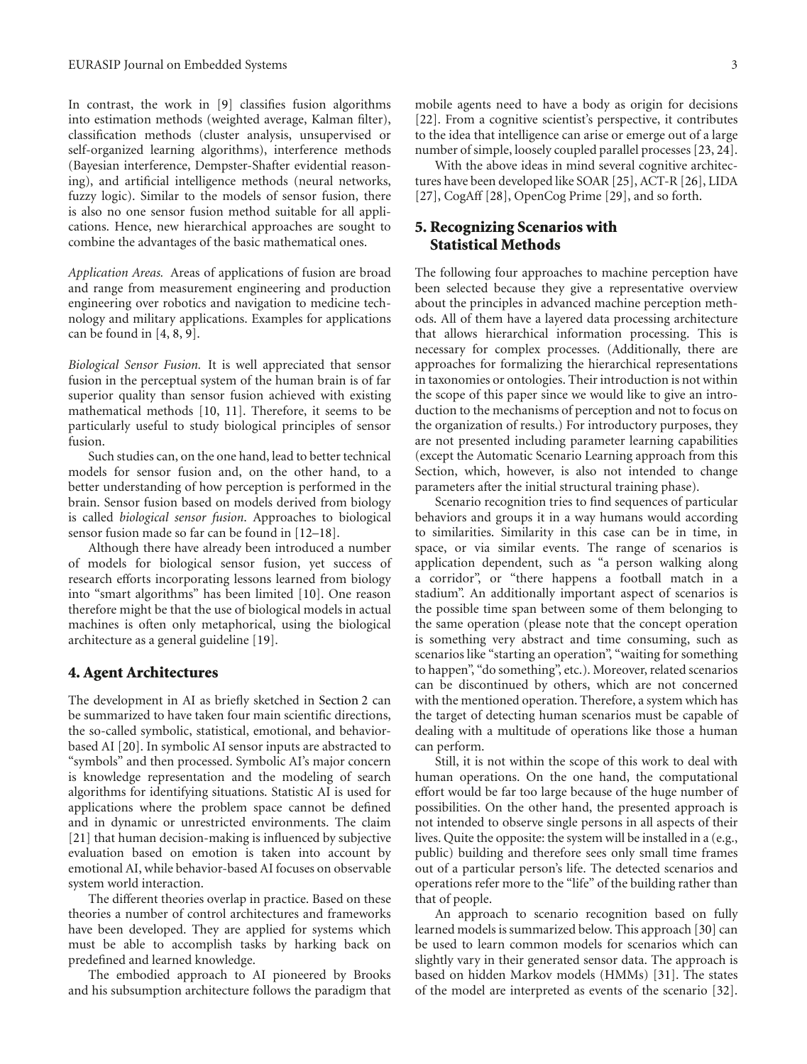In contrast, the work in [9] classifies fusion algorithms into estimation methods (weighted average, Kalman filter), classification methods (cluster analysis, unsupervised or self-organized learning algorithms), interference methods (Bayesian interference, Dempster-Shafter evidential reasoning), and artificial intelligence methods (neural networks, fuzzy logic). Similar to the models of sensor fusion, there is also no one sensor fusion method suitable for all applications. Hence, new hierarchical approaches are sought to combine the advantages of the basic mathematical ones.

*Application Areas.* Areas of applications of fusion are broad and range from measurement engineering and production engineering over robotics and navigation to medicine technology and military applications. Examples for applications can be found in [4, 8, 9].

*Biological Sensor Fusion.* It is well appreciated that sensor fusion in the perceptual system of the human brain is of far superior quality than sensor fusion achieved with existing mathematical methods [10, 11]. Therefore, it seems to be particularly useful to study biological principles of sensor fusion.

Such studies can, on the one hand, lead to better technical models for sensor fusion and, on the other hand, to a better understanding of how perception is performed in the brain. Sensor fusion based on models derived from biology is called *biological sensor fusion*. Approaches to biological sensor fusion made so far can be found in [12–18].

Although there have already been introduced a number of models for biological sensor fusion, yet success of research efforts incorporating lessons learned from biology into "smart algorithms" has been limited [10]. One reason therefore might be that the use of biological models in actual machines is often only metaphorical, using the biological architecture as a general guideline [19].

## 4. Agent Architectures

The development in AI as briefly sketched in Section 2 can be summarized to have taken four main scientific directions, the so-called symbolic, statistical, emotional, and behavior-based AI [20]. In symbolic AI sensor inputs are abstracted to "symbols" and then processed. Symbolic AI's major concern is knowledge representation and the modeling of search algorithms for identifying situations. Statistic AI is used for applications where the problem space cannot be defined and in dynamic or unrestricted environments. The claim [21] that human decision-making is influenced by subjective evaluation based on emotion is taken into account by emotional AI, while behavior-based AI focuses on observable system world interaction.

The different theories overlap in practice. Based on these theories a number of control architectures and frameworks have been developed. They are applied for systems which must be able to accomplish tasks by harking back on predefined and learned knowledge.

The embodied approach to AI pioneered by Brooks and his subsumption architecture follows the paradigm that mobile agents need to have a body as origin for decisions [22]. From a cognitive scientist's perspective, it contributes to the idea that intelligence can arise or emerge out of a large number of simple, loosely coupled parallel processes [23, 24].

With the above ideas in mind several cognitive architectures have been developed like SOAR [25], ACT-R [26], LIDA [27], CogAff [28], OpenCog Prime [29], and so forth.

## 5. Recognizing Scenarios with Statistical Methods

The following four approaches to machine perception have been selected because they give a representative overview about the principles in advanced machine perception methods. All of them have a layered data processing architecture that allows hierarchical information processing. This is necessary for complex processes. (Additionally, there are approaches for formalizing the hierarchical representations in taxonomies or ontologies. Their introduction is not within the scope of this paper since we would like to give an introduction to the mechanisms of perception and not to focus on the organization of results.) For introductory purposes, they are not presented including parameter learning capabilities (except the Automatic Scenario Learning approach from this Section, which, however, is also not intended to change parameters after the initial structural training phase).

Scenario recognition tries to find sequences of particular behaviors and groups it in a way humans would according to similarities. Similarity in this case can be in time, in space, or via similar events. The range of scenarios is application dependent, such as "a person walking along a corridor", or "there happens a football match in a stadium". An additionally important aspect of scenarios is the possible time span between some of them belonging to the same operation (please note that the concept operation is something very abstract and time consuming, such as scenarios like "starting an operation", "waiting for something to happen", "do something", etc.). Moreover, related scenarios can be discontinued by others, which are not concerned with the mentioned operation. Therefore, a system which has the target of detecting human scenarios must be capable of dealing with a multitude of operations like those a human can perform.

Still, it is not within the scope of this work to deal with human operations. On the one hand, the computational effort would be far too large because of the huge number of possibilities. On the other hand, the presented approach is not intended to observe single persons in all aspects of their lives. Quite the opposite: the system will be installed in a (e.g., public) building and therefore sees only small time frames out of a particular person's life. The detected scenarios and operations refer more to the "life" of the building rather than that of people.

An approach to scenario recognition based on fully learned models is summarized below. This approach [30] can be used to learn common models for scenarios which can slightly vary in their generated sensor data. The approach is based on hidden Markov models (HMMs) [31]. The states of the model are interpreted as events of the scenario [32].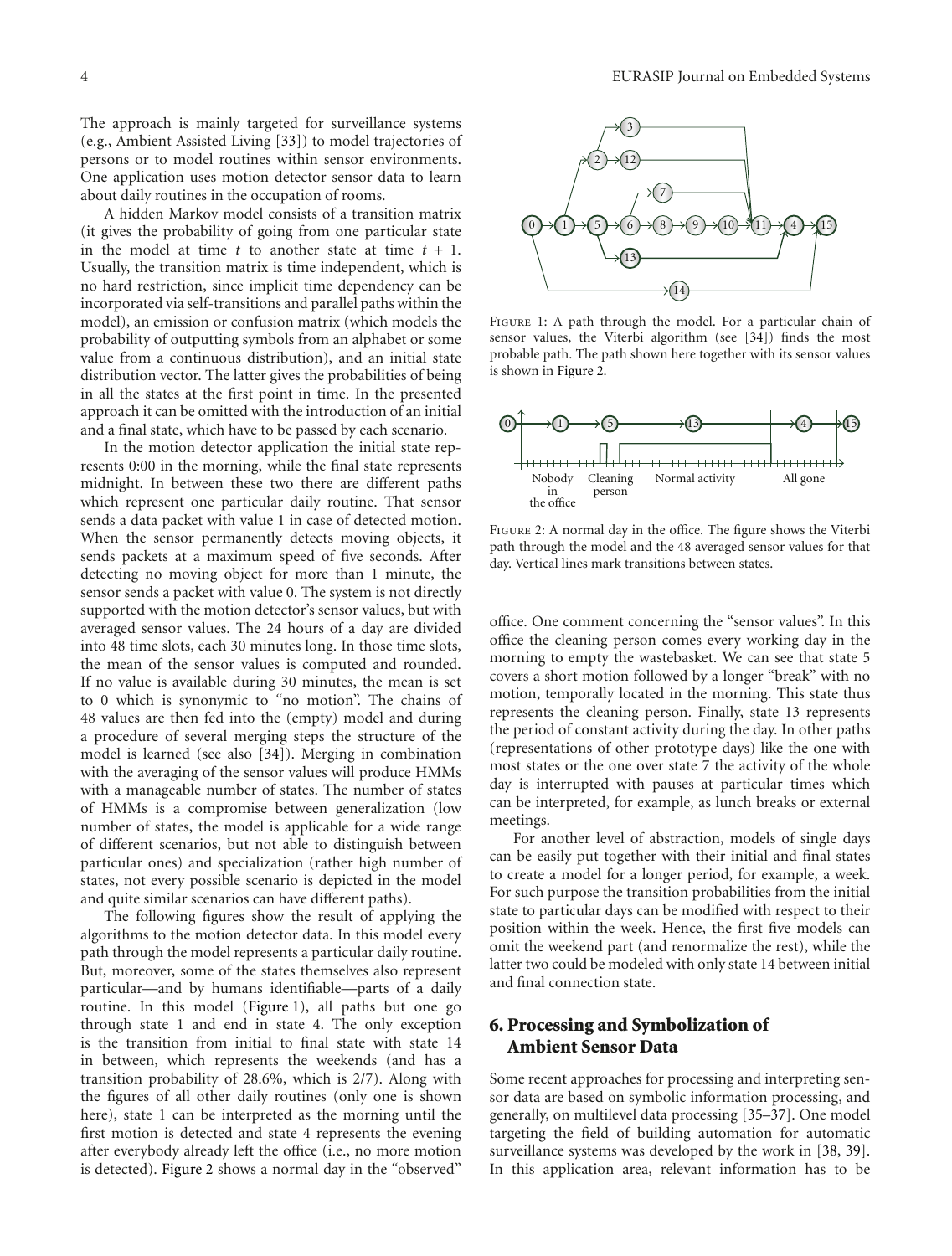The approach is mainly targeted for surveillance systems (e.g., Ambient Assisted Living [33]) to model trajectories of persons or to model routines within sensor environments. One application uses motion detector sensor data to learn about daily routines in the occupation of rooms.

A hidden Markov model consists of a transition matrix (it gives the probability of going from one particular state in the model at time $t$ to another state at time $t + 1$. Usually, the transition matrix is time independent, which is no hard restriction, since implicit time dependency can be incorporated via self-transitions and parallel paths within the model), an emission or confusion matrix (which models the probability of outputting symbols from an alphabet or some value from a continuous distribution), and an initial state distribution vector. The latter gives the probabilities of being in all the states at the first point in time. In the presented approach it can be omitted with the introduction of an initial and a final state, which have to be passed by each scenario.

In the motion detector application the initial state represents 0:00 in the morning, while the final state represents midnight. In between these two there are different paths which represent one particular daily routine. That sensor sends a data packet with value 1 in case of detected motion. When the sensor permanently detects moving objects, it sends packets at a maximum speed of five seconds. After detecting no moving object for more than 1 minute, the sensor sends a packet with value 0. The system is not directly supported with the motion detector's sensor values, but with averaged sensor values. The 24 hours of a day are divided into 48 time slots, each 30 minutes long. In those time slots, the mean of the sensor values is computed and rounded. If no value is available during 30 minutes, the mean is set to 0 which is synonymic to "no motion". The chains of 48 values are then fed into the (empty) model and during a procedure of several merging steps the structure of the model is learned (see also [34]). Merging in combination with the averaging of the sensor values will produce HMMs with a manageable number of states. The number of states of HMMs is a compromise between generalization (low number of states, the model is applicable for a wide range of different scenarios, but not able to distinguish between particular ones) and specialization (rather high number of states, not every possible scenario is depicted in the model and quite similar scenarios can have different paths).

The following figures show the result of applying the algorithms to the motion detector data. In this model every path through the model represents a particular daily routine. But, moreover, some of the states themselves also represent particular—and by humans identifiable—parts of a daily routine. In this model (Figure 1), all paths but one go through state 1 and end in state 4. The only exception is the transition from initial to final state with state 14 in between, which represents the weekends (and has a transition probability of 28.6%, which is 2/7). Along with the figures of all other daily routines (only one is shown here), state 1 can be interpreted as the morning until the first motion is detected and state 4 represents the evening after everybody already left the office (i.e., no more motion is detected). Figure 2 shows a normal day in the "observed" office. One comment concerning the "sensor values". In this office the cleaning person comes every working day in the morning to empty the wastebasket. We can see that state 5 covers a short motion followed by a longer "break" with no motion, temporally located in the morning. This state thus represents the cleaning person. Finally, state 13 represents the period of constant activity during the day. In other paths (representations of other prototype days) like the one with most states or the one over state 7 the activity of the whole day is interrupted with pauses at particular times which can be interpreted, for example, as lunch breaks or external meetings.

Figure 1: A path through the model. For a particular chain of sensor values, the Viterbi algorithm (see [34]) finds the most probable path. The path shown here together with its sensor values is shown in Figure 2.

Figure 2: A normal day in the office. The figure shows the Viterbi path through the model and the 48 averaged sensor values for that day. Vertical lines mark transitions between states.

For another level of abstraction, models of single days can be easily put together with their initial and final states to create a model for a longer period, for example, a week. For such purpose the transition probabilities from the initial state to particular days can be modified with respect to their position within the week. Hence, the first five models can omit the weekend part (and renormalize the rest), while the latter two could be modeled with only state 14 between initial and final connection state.

## 6. Processing and Symbolization of Ambient Sensor Data

Some recent approaches for processing and interpreting sensor data are based on symbolic information processing, and generally, on multilevel data processing [35–37]. One model targeting the field of building automation for automatic surveillance systems was developed by the work in [38, 39]. In this application area, relevant information has to be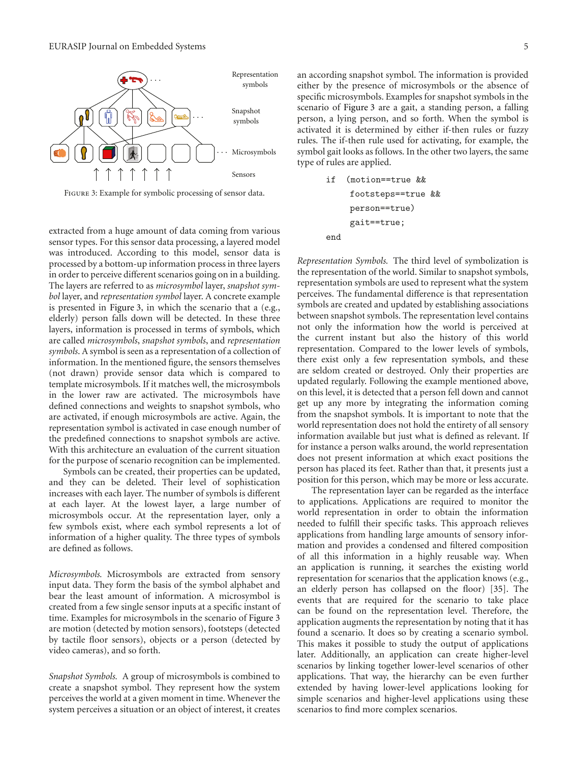Figure 3: Example for symbolic processing of sensor data.

extracted from a huge amount of data coming from various sensor types. For this sensor data processing, a layered model was introduced. According to this model, sensor data is processed by a bottom-up information process in three layers in order to perceive different scenarios going on in a building. The layers are referred to as *microsymbol* layer, *snapshot symbol* layer, and *representation symbol* layer. A concrete example is presented in Figure 3, in which the scenario that a (e.g., elderly) person falls down will be detected. In these three layers, information is processed in terms of symbols, which are called *microsymbols*, *snapshot symbols*, and *representation symbols*. A symbol is seen as a representation of a collection of information. In the mentioned figure, the sensors themselves (not drawn) provide sensor data which is compared to template microsymbols. If it matches well, the microsymbols in the lower raw are activated. The microsymbols have defined connections and weights to snapshot symbols, who are activated, if enough microsymbols are active. Again, the representation symbol is activated in case enough number of the predefined connections to snapshot symbols are active. With this architecture an evaluation of the current situation for the purpose of scenario recognition can be implemented.

Symbols can be created, their properties can be updated, and they can be deleted. Their level of sophistication increases with each layer. The number of symbols is different at each layer. At the lowest layer, a large number of microsymbols occur. At the representation layer, only a few symbols exist, where each symbol represents a lot of information of a higher quality. The three types of symbols are defined as follows.

*Microsymbols.* Microsymbols are extracted from sensory input data. They form the basis of the symbol alphabet and bear the least amount of information. A microsymbol is created from a few single sensor inputs at a specific instant of time. Examples for microsymbols in the scenario of Figure 3 are motion (detected by motion sensors), footsteps (detected by tactile floor sensors), objects or a person (detected by video cameras), and so forth.

*Snapshot Symbols.* A group of microsymbols is combined to create a snapshot symbol. They represent how the system perceives the world at a given moment in time. Whenever the system perceives a situation or an object of interest, it creates an according snapshot symbol. The information is provided either by the presence of microsymbols or the absence of specific microsymbols. Examples for snapshot symbols in the scenario of Figure 3 are a gait, a standing person, a falling person, a lying person, and so forth. When the symbol is activated it is determined by either if-then rules or fuzzy rules. The if-then rule used for activating, for example, the symbol gait looks as follows. In the other two layers, the same type of rules are applied.

```
if  (motion==true &&
    footsteps==true &&
    person==true)
    gait==true;
end
```

*Representation Symbols.* The third level of symbolization is the representation of the world. Similar to snapshot symbols, representation symbols are used to represent what the system perceives. The fundamental difference is that representation symbols are created and updated by establishing associations between snapshot symbols. The representation level contains not only the information how the world is perceived at the current instant but also the history of this world representation. Compared to the lower levels of symbols, there exist only a few representation symbols, and these are seldom created or destroyed. Only their properties are updated regularly. Following the example mentioned above, on this level, it is detected that a person fell down and cannot get up any more by integrating the information coming from the snapshot symbols. It is important to note that the world representation does not hold the entirety of all sensory information available but just what is defined as relevant. If for instance a person walks around, the world representation does not present information at which exact positions the person has placed its feet. Rather than that, it presents just a position for this person, which may be more or less accurate.

The representation layer can be regarded as the interface to applications. Applications are required to monitor the world representation in order to obtain the information needed to fulfill their specific tasks. This approach relieves applications from handling large amounts of sensory information and provides a condensed and filtered composition of all this information in a highly reusable way. When an application is running, it searches the existing world representation for scenarios that the application knows (e.g., an elderly person has collapsed on the floor) [35]. The events that are required for the scenario to take place can be found on the representation level. Therefore, the application augments the representation by noting that it has found a scenario. It does so by creating a scenario symbol. This makes it possible to study the output of applications later. Additionally, an application can create higher-level scenarios by linking together lower-level scenarios of other applications. That way, the hierarchy can be even further extended by having lower-level applications looking for simple scenarios and higher-level applications using these scenarios to find more complex scenarios.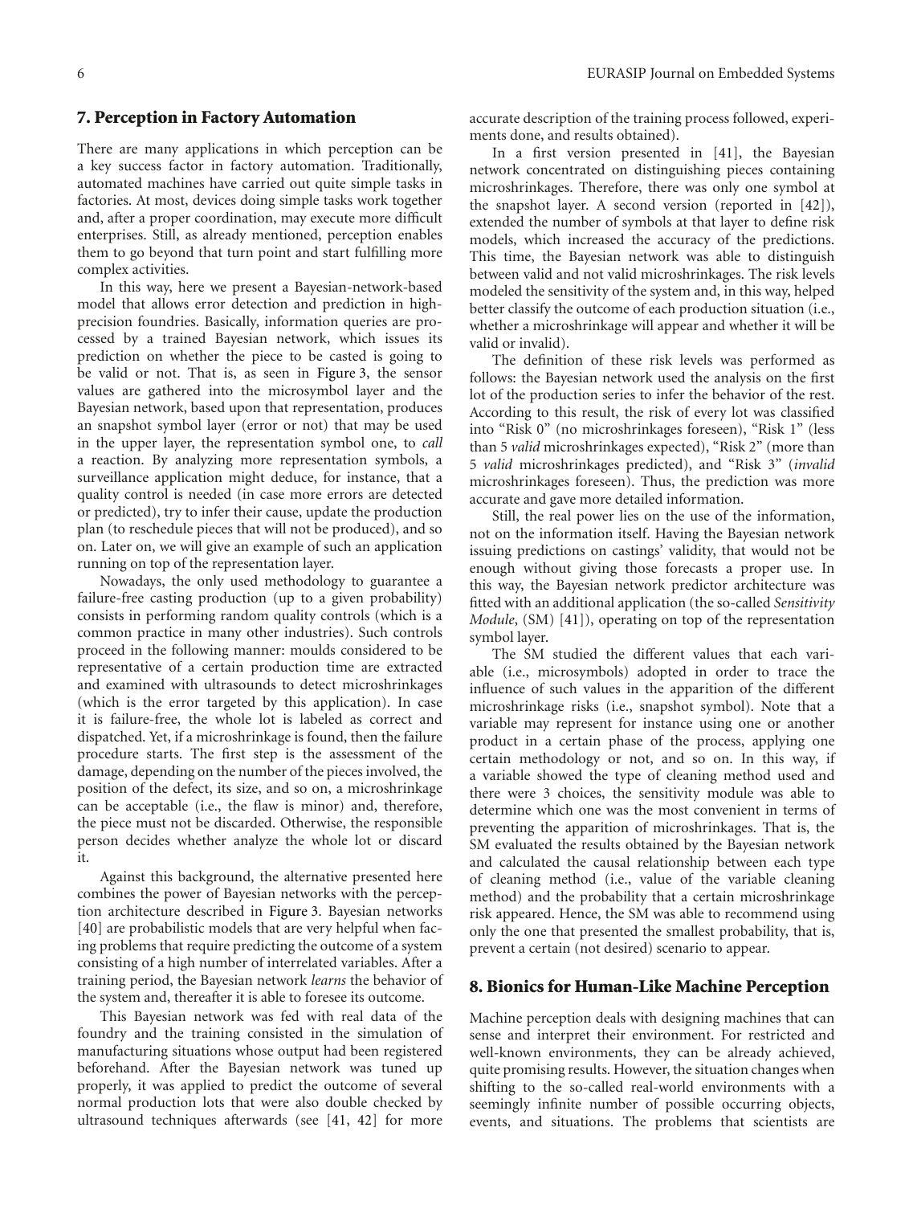## 7. Perception in Factory Automation

There are many applications in which perception can be a key success factor in factory automation. Traditionally, automated machines have carried out quite simple tasks in factories. At most, devices doing simple tasks work together and, after a proper coordination, may execute more difficult enterprises. Still, as already mentioned, perception enables them to go beyond that turn point and start fulfilling more complex activities.

In this way, here we present a Bayesian-network-based model that allows error detection and prediction in high-precision foundries. Basically, information queries are processed by a trained Bayesian network, which issues its prediction on whether the piece to be casted is going to be valid or not. That is, as seen in Figure 3, the sensor values are gathered into the microsymbol layer and the Bayesian network, based upon that representation, produces an snapshot symbol layer (error or not) that may be used in the upper layer, the representation symbol one, to *call* a reaction. By analyzing more representation symbols, a surveillance application might deduce, for instance, that a quality control is needed (in case more errors are detected or predicted), try to infer their cause, update the production plan (to reschedule pieces that will not be produced), and so on. Later on, we will give an example of such an application running on top of the representation layer.

Nowadays, the only used methodology to guarantee a failure-free casting production (up to a given probability) consists in performing random quality controls (which is a common practice in many other industries). Such controls proceed in the following manner: moulds considered to be representative of a certain production time are extracted and examined with ultrasounds to detect microshrinkages (which is the error targeted by this application). In case it is failure-free, the whole lot is labeled as correct and dispatched. Yet, if a microshrinkage is found, then the failure procedure starts. The first step is the assessment of the damage, depending on the number of the pieces involved, the position of the defect, its size, and so on, a microshrinkage can be acceptable (i.e., the flaw is minor) and, therefore, the piece must not be discarded. Otherwise, the responsible person decides whether analyze the whole lot or discard it.

Against this background, the alternative presented here combines the power of Bayesian networks with the perception architecture described in Figure 3. Bayesian networks [40] are probabilistic models that are very helpful when facing problems that require predicting the outcome of a system consisting of a high number of interrelated variables. After a training period, the Bayesian network *learns* the behavior of the system and, thereafter it is able to foresee its outcome.

This Bayesian network was fed with real data of the foundry and the training consisted in the simulation of manufacturing situations whose output had been registered beforehand. After the Bayesian network was tuned up properly, it was applied to predict the outcome of several normal production lots that were also double checked by ultrasound techniques afterwards (see [41, 42] for more accurate description of the training process followed, experiments done, and results obtained).

In a first version presented in [41], the Bayesian network concentrated on distinguishing pieces containing microshrinkages. Therefore, there was only one symbol at the snapshot layer. A second version (reported in [42]), extended the number of symbols at that layer to define risk models, which increased the accuracy of the predictions. This time, the Bayesian network was able to distinguish between valid and not valid microshrinkages. The risk levels modeled the sensitivity of the system and, in this way, helped better classify the outcome of each production situation (i.e., whether a microshrinkage will appear and whether it will be valid or invalid).

The definition of these risk levels was performed as follows: the Bayesian network used the analysis on the first lot of the production series to infer the behavior of the rest. According to this result, the risk of every lot was classified into "Risk 0" (no microshrinkages foreseen), "Risk 1" (less than 5 *valid* microshrinkages expected), "Risk 2" (more than 5 *valid* microshrinkages predicted), and "Risk 3" (*invalid* microshrinkages foreseen). Thus, the prediction was more accurate and gave more detailed information.

Still, the real power lies on the use of the information, not on the information itself. Having the Bayesian network issuing predictions on castings' validity, that would not be enough without giving those forecasts a proper use. In this way, the Bayesian network predictor architecture was fitted with an additional application (the so-called *Sensitivity Module*, (SM) [41]), operating on top of the representation symbol layer.

The SM studied the different values that each variable (i.e., microsymbols) adopted in order to trace the influence of such values in the apparition of the different microshrinkage risks (i.e., snapshot symbol). Note that a variable may represent for instance using one or another product in a certain phase of the process, applying one certain methodology or not, and so on. In this way, if a variable showed the type of cleaning method used and there were 3 choices, the sensitivity module was able to determine which one was the most convenient in terms of preventing the apparition of microshrinkages. That is, the SM evaluated the results obtained by the Bayesian network and calculated the causal relationship between each type of cleaning method (i.e., value of the variable cleaning method) and the probability that a certain microshrinkage risk appeared. Hence, the SM was able to recommend using only the one that presented the smallest probability, that is, prevent a certain (not desired) scenario to appear.

## 8. Bionics for Human-Like Machine Perception

Machine perception deals with designing machines that can sense and interpret their environment. For restricted and well-known environments, they can be already achieved, quite promising results. However, the situation changes when shifting to the so-called real-world environments with a seemingly infinite number of possible occurring objects, events, and situations. The problems that scientists are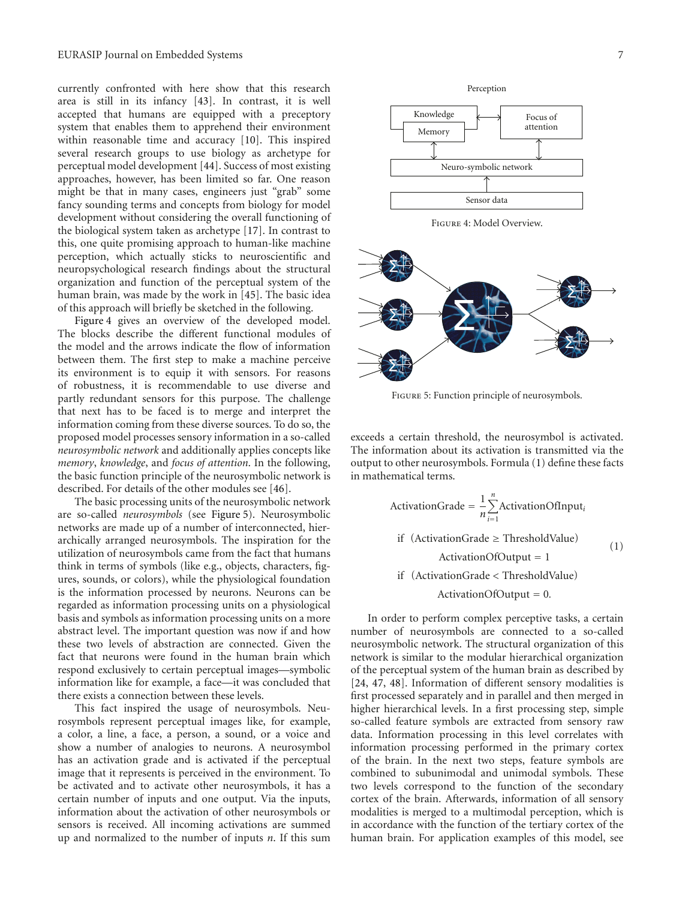currently confronted with here show that this research area is still in its infancy [43]. In contrast, it is well accepted that humans are equipped with a preceptory system that enables them to apprehend their environment within reasonable time and accuracy [10]. This inspired several research groups to use biology as archetype for perceptual model development [44]. Success of most existing approaches, however, has been limited so far. One reason might be that in many cases, engineers just "grab" some fancy sounding terms and concepts from biology for model development without considering the overall functioning of the biological system taken as archetype [17]. In contrast to this, one quite promising approach to human-like machine perception, which actually sticks to neuroscientific and neuropsychological research findings about the structural organization and function of the perceptual system of the human brain, was made by the work in [45]. The basic idea of this approach will briefly be sketched in the following.

Figure 4 gives an overview of the developed model. The blocks describe the different functional modules of the model and the arrows indicate the flow of information between them. The first step to make a machine perceive its environment is to equip it with sensors. For reasons of robustness, it is recommendable to use diverse and partly redundant sensors for this purpose. The challenge that next has to be faced is to merge and interpret the information coming from these diverse sources. To do so, the proposed model processes sensory information in a so-called *neurosymbolic network* and additionally applies concepts like *memory*, *knowledge*, and *focus of attention*. In the following, the basic function principle of the neurosymbolic network is described. For details of the other modules see [46].

The basic processing units of the neurosymbolic network are so-called *neurosymbols* (see Figure 5). Neurosymbolic networks are made up of a number of interconnected, hierarchically arranged neurosymbols. The inspiration for the utilization of neurosymbols came from the fact that humans think in terms of symbols (like e.g., objects, characters, figures, sounds, or colors), while the physiological foundation is the information processed by neurons. Neurons can be regarded as information processing units on a physiological basis and symbols as information processing units on a more abstract level. The important question was now if and how these two levels of abstraction are connected. Given the fact that neurons were found in the human brain which respond exclusively to certain perceptual images—symbolic information like for example, a face—it was concluded that there exists a connection between these levels.

This fact inspired the usage of neurosymbols. Neurosymbols represent perceptual images like, for example, a color, a line, a face, a person, a sound, or a voice and show a number of analogies to neurons. A neurosymbol has an activation grade and is activated if the perceptual image that it represents is perceived in the environment. To be activated and to activate other neurosymbols, it has a certain number of inputs and one output. Via the inputs, information about the activation of other neurosymbols or sensors is received. All incoming activations are summed up and normalized to the number of inputs $n$. If this sum exceeds a certain threshold, the neurosymbol is activated. The information about its activation is transmitted via the output to other neurosymbols. Formula (1) define these facts in mathematical terms.

Perception

Knowledge

Memory

Focus of attention

Neuro-symbolic network

Sensor data

Figure 4: Model Overview.

Figure 5: Function principle of neurosymbols.

$$
\begin{aligned}
\text{ActivationGrade} &= \frac{1}{n}\sum_{i=1}^{n}\text{ActivationOfInput}_i \\
&\text{if (ActivationGrade} \geq \text{ThresholdValue)} \\
&\quad \text{ActivationOfOutput} = 1 \\
&\text{if (ActivationGrade} < \text{ThresholdValue)} \\
&\quad \text{ActivationOfOutput} = 0.
\end{aligned} \tag{1}
$$

In order to perform complex perceptive tasks, a certain number of neurosymbols are connected to a so-called neurosymbolic network. The structural organization of this network is similar to the modular hierarchical organization of the perceptual system of the human brain as described by [24, 47, 48]. Information of different sensory modalities is first processed separately and in parallel and then merged in higher hierarchical levels. In a first processing step, simple so-called feature symbols are extracted from sensory raw data. Information processing in this level correlates with information processing performed in the primary cortex of the brain. In the next two steps, feature symbols are combined to subunimodal and unimodal symbols. These two levels correspond to the function of the secondary cortex of the brain. Afterwards, information of all sensory modalities is merged to a multimodal perception, which is in accordance with the function of the tertiary cortex of the human brain. For application examples of this model, see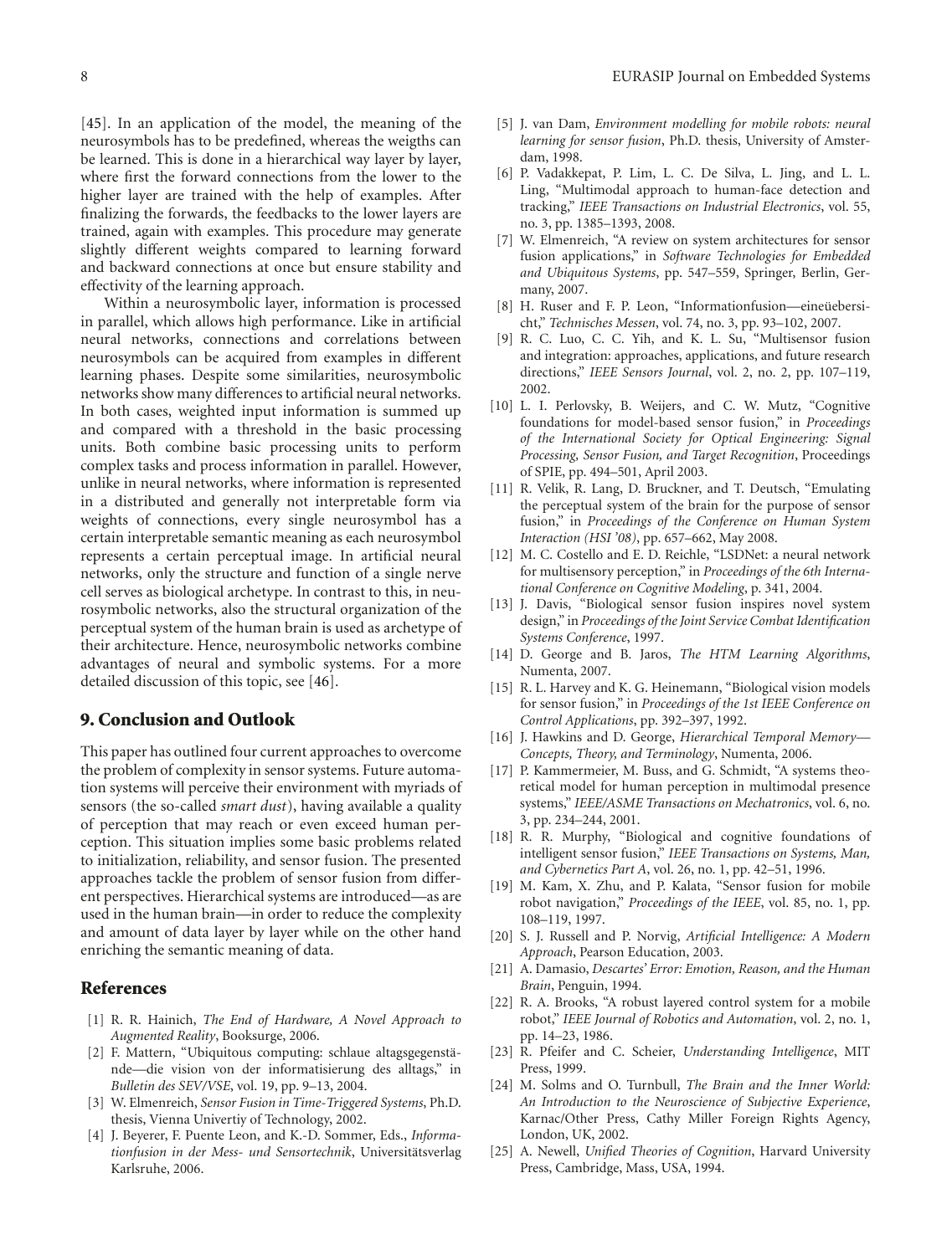[45]. In an application of the model, the meaning of the neurosymbols has to be predefined, whereas the weigths can be learned. This is done in a hierarchical way layer by layer, where first the forward connections from the lower to the higher layer are trained with the help of examples. After finalizing the forwards, the feedbacks to the lower layers are trained, again with examples. This procedure may generate slightly different weights compared to learning forward and backward connections at once but ensure stability and effectivity of the learning approach.

Within a neurosymbolic layer, information is processed in parallel, which allows high performance. Like in artificial neural networks, connections and correlations between neurosymbols can be acquired from examples in different learning phases. Despite some similarities, neurosymbolic networks show many differences to artificial neural networks. In both cases, weighted input information is summed up and compared with a threshold in the basic processing units. Both combine basic processing units to perform complex tasks and process information in parallel. However, unlike in neural networks, where information is represented in a distributed and generally not interpretable form via weights of connections, every single neurosymbol has a certain interpretable semantic meaning as each neurosymbol represents a certain perceptual image. In artificial neural networks, only the structure and function of a single nerve cell serves as biological archetype. In contrast to this, in neurosymbolic networks, also the structural organization of the perceptual system of the human brain is used as archetype of their architecture. Hence, neurosymbolic networks combine advantages of neural and symbolic systems. For a more detailed discussion of this topic, see [46].

## 9. Conclusion and Outlook

This paper has outlined four current approaches to overcome the problem of complexity in sensor systems. Future automation systems will perceive their environment with myriads of sensors (the so-called *smart dust*), having available a quality of perception that may reach or even exceed human perception. This situation implies some basic problems related to initialization, reliability, and sensor fusion. The presented approaches tackle the problem of sensor fusion from different perspectives. Hierarchical systems are introduced—as are used in the human brain—in order to reduce the complexity and amount of data layer by layer while on the other hand enriching the semantic meaning of data.

## References

[1] R. R. Hainich, *The End of Hardware, A Novel Approach to Augmented Reality*, Booksurge, 2006.

[2] F. Mattern, "Ubiquitous computing: schlaue altagsgegenstände—die vision von der informatisierung des alltags," in *Bulletin des SEV/VSE*, vol. 19, pp. 9–13, 2004.

[3] W. Elmenreich, *Sensor Fusion in Time-Triggered Systems*, Ph.D. thesis, Vienna Univertiy of Technology, 2002.

[4] J. Beyerer, F. Puente Leon, and K.-D. Sommer, Eds., *Informationfusion in der Mess- und Sensortechnik*, Universitätsverlag Karlsruhe, 2006.

[5] J. van Dam, *Environment modelling for mobile robots: neural learning for sensor fusion*, Ph.D. thesis, University of Amsterdam, 1998.

[6] P. Vadakkepat, P. Lim, L. C. De Silva, L. Jing, and L. L. Ling, "Multimodal approach to human-face detection and tracking," *IEEE Transactions on Industrial Electronics*, vol. 55, no. 3, pp. 1385–1393, 2008.

[7] W. Elmenreich, "A review on system architectures for sensor fusion applications," in *Software Technologies for Embedded and Ubiquitous Systems*, pp. 547–559, Springer, Berlin, Germany, 2007.

[8] H. Ruser and F. P. Leon, "Informationfusion—eineüebersicht," *Technisches Messen*, vol. 74, no. 3, pp. 93–102, 2007.

[9] R. C. Luo, C. C. Yih, and K. L. Su, "Multisensor fusion and integration: approaches, applications, and future research directions," *IEEE Sensors Journal*, vol. 2, no. 2, pp. 107–119, 2002.

[10] L. I. Perlovsky, B. Weijers, and C. W. Mutz, "Cognitive foundations for model-based sensor fusion," in *Proceedings of the International Society for Optical Engineering: Signal Processing, Sensor Fusion, and Target Recognition*, Proceedings of SPIE, pp. 494–501, April 2003.

[11] R. Velik, R. Lang, D. Bruckner, and T. Deutsch, "Emulating the perceptual system of the brain for the purpose of sensor fusion," in *Proceedings of the Conference on Human System Interaction (HSI '08)*, pp. 657–662, May 2008.

[12] M. C. Costello and E. D. Reichle, "LSDNet: a neural network for multisensory perception," in *Proceedings of the 6th International Conference on Cognitive Modeling*, p. 341, 2004.

[13] J. Davis, "Biological sensor fusion inspires novel system design," in *Proceedings of the Joint Service Combat Identification Systems Conference*, 1997.

[14] D. George and B. Jaros, *The HTM Learning Algorithms*, Numenta, 2007.

[15] R. L. Harvey and K. G. Heinemann, "Biological vision models for sensor fusion," in *Proceedings of the 1st IEEE Conference on Control Applications*, pp. 392–397, 1992.

[16] J. Hawkins and D. George, *Hierarchical Temporal Memory—Concepts, Theory, and Terminology*, Numenta, 2006.

[17] P. Kammermeier, M. Buss, and G. Schmidt, "A systems theoretical model for human perception in multimodal presence systems," *IEEE/ASME Transactions on Mechatronics*, vol. 6, no. 3, pp. 234–244, 2001.

[18] R. R. Murphy, "Biological and cognitive foundations of intelligent sensor fusion," *IEEE Transactions on Systems, Man, and Cybernetics Part A*, vol. 26, no. 1, pp. 42–51, 1996.

[19] M. Kam, X. Zhu, and P. Kalata, "Sensor fusion for mobile robot navigation," *Proceedings of the IEEE*, vol. 85, no. 1, pp. 108–119, 1997.

[20] S. J. Russell and P. Norvig, *Artificial Intelligence: A Modern Approach*, Pearson Education, 2003.

[21] A. Damasio, *Descartes' Error: Emotion, Reason, and the Human Brain*, Penguin, 1994.

[22] R. A. Brooks, "A robust layered control system for a mobile robot," *IEEE Journal of Robotics and Automation*, vol. 2, no. 1, pp. 14–23, 1986.

[23] R. Pfeifer and C. Scheier, *Understanding Intelligence*, MIT Press, 1999.

[24] M. Solms and O. Turnbull, *The Brain and the Inner World: An Introduction to the Neuroscience of Subjective Experience*, Karnac/Other Press, Cathy Miller Foreign Rights Agency, London, UK, 2002.

[25] A. Newell, *Unified Theories of Cognition*, Harvard University Press, Cambridge, Mass, USA, 1994.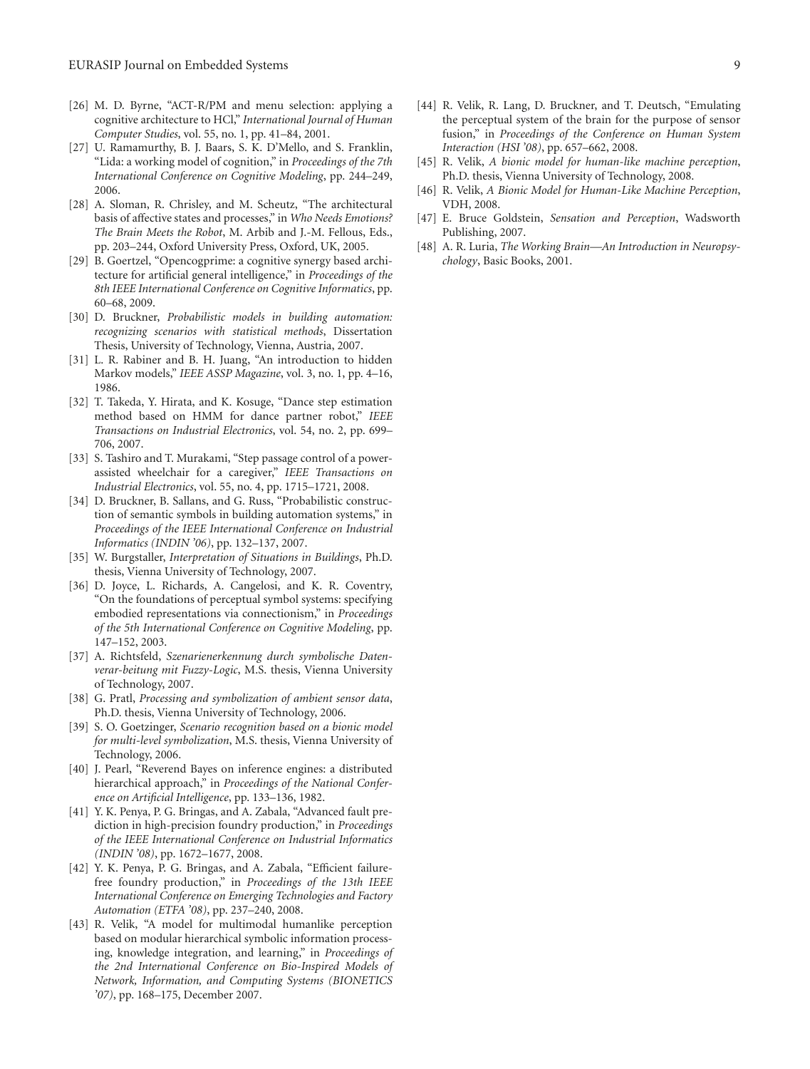[26] M. D. Byrne, "ACT-R/PM and menu selection: applying a cognitive architecture to HCl," *International Journal of Human Computer Studies*, vol. 55, no. 1, pp. 41–84, 2001.

[27] U. Ramamurthy, B. J. Baars, S. K. D'Mello, and S. Franklin, "Lida: a working model of cognition," in *Proceedings of the 7th International Conference on Cognitive Modeling*, pp. 244–249, 2006.

[28] A. Sloman, R. Chrisley, and M. Scheutz, "The architectural basis of affective states and processes," in *Who Needs Emotions? The Brain Meets the Robot*, M. Arbib and J.-M. Fellous, Eds., pp. 203–244, Oxford University Press, Oxford, UK, 2005.

[29] B. Goertzel, "Opencogprime: a cognitive synergy based architecture for artificial general intelligence," in *Proceedings of the 8th IEEE International Conference on Cognitive Informatics*, pp. 60–68, 2009.

[30] D. Bruckner, *Probabilistic models in building automation: recognizing scenarios with statistical methods*, Dissertation Thesis, University of Technology, Vienna, Austria, 2007.

[31] L. R. Rabiner and B. H. Juang, "An introduction to hidden Markov models," *IEEE ASSP Magazine*, vol. 3, no. 1, pp. 4–16, 1986.

[32] T. Takeda, Y. Hirata, and K. Kosuge, "Dance step estimation method based on HMM for dance partner robot," *IEEE Transactions on Industrial Electronics*, vol. 54, no. 2, pp. 699–706, 2007.

[33] S. Tashiro and T. Murakami, "Step passage control of a power-assisted wheelchair for a caregiver," *IEEE Transactions on Industrial Electronics*, vol. 55, no. 4, pp. 1715–1721, 2008.

[34] D. Bruckner, B. Sallans, and G. Russ, "Probabilistic construction of semantic symbols in building automation systems," in *Proceedings of the IEEE International Conference on Industrial Informatics (INDIN '06)*, pp. 132–137, 2007.

[35] W. Burgstaller, *Interpretation of Situations in Buildings*, Ph.D. thesis, Vienna University of Technology, 2007.

[36] D. Joyce, L. Richards, A. Cangelosi, and K. R. Coventry, "On the foundations of perceptual symbol systems: specifying embodied representations via connectionism," in *Proceedings of the 5th International Conference on Cognitive Modeling*, pp. 147–152, 2003.

[37] A. Richtsfeld, *Szenarienerkennung durch symbolische Datenverar-beitung mit Fuzzy-Logic*, M.S. thesis, Vienna University of Technology, 2007.

[38] G. Pratl, *Processing and symbolization of ambient sensor data*, Ph.D. thesis, Vienna University of Technology, 2006.

[39] S. O. Goetzinger, *Scenario recognition based on a bionic model for multi-level symbolization*, M.S. thesis, Vienna University of Technology, 2006.

[40] J. Pearl, "Reverend Bayes on inference engines: a distributed hierarchical approach," in *Proceedings of the National Conference on Artificial Intelligence*, pp. 133–136, 1982.

[41] Y. K. Penya, P. G. Bringas, and A. Zabala, "Advanced fault prediction in high-precision foundry production," in *Proceedings of the IEEE International Conference on Industrial Informatics (INDIN '08)*, pp. 1672–1677, 2008.

[42] Y. K. Penya, P. G. Bringas, and A. Zabala, "Efficient failure-free foundry production," in *Proceedings of the 13th IEEE International Conference on Emerging Technologies and Factory Automation (ETFA '08)*, pp. 237–240, 2008.

[43] R. Velik, "A model for multimodal humanlike perception based on modular hierarchical symbolic information processing, knowledge integration, and learning," in *Proceedings of the 2nd International Conference on Bio-Inspired Models of Network, Information, and Computing Systems (BIONETICS '07)*, pp. 168–175, December 2007.

[44] R. Velik, R. Lang, D. Bruckner, and T. Deutsch, "Emulating the perceptual system of the brain for the purpose of sensor fusion," in *Proceedings of the Conference on Human System Interaction (HSI '08)*, pp. 657–662, 2008.

[45] R. Velik, *A bionic model for human-like machine perception*, Ph.D. thesis, Vienna University of Technology, 2008.

[46] R. Velik, *A Bionic Model for Human-Like Machine Perception*, VDH, 2008.

[47] E. Bruce Goldstein, *Sensation and Perception*, Wadsworth Publishing, 2007.

[48] A. R. Luria, *The Working Brain—An Introduction in Neuropsychology*, Basic Books, 2001.